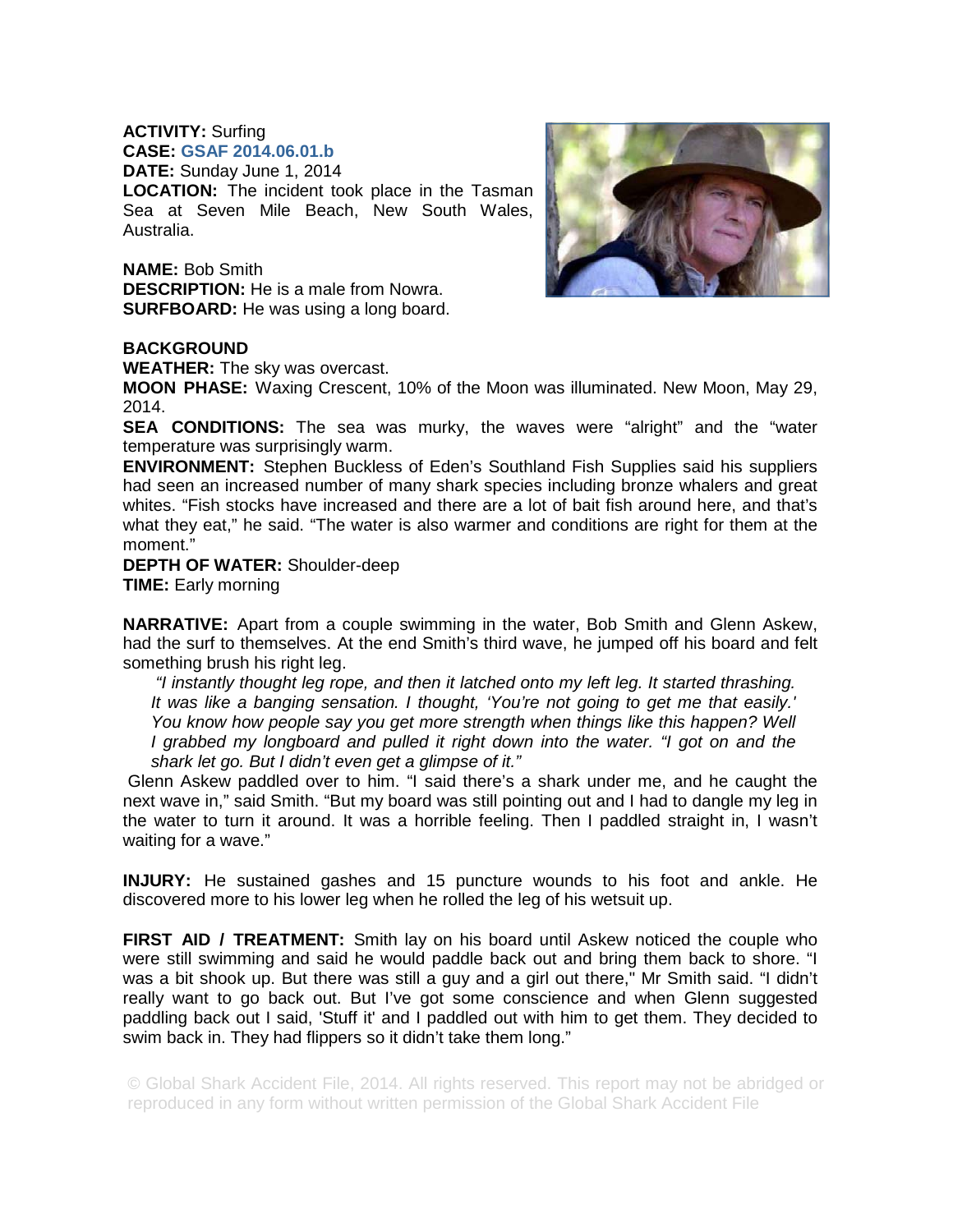**ACTIVITY:** Surfing
**CASE:** **GSAF 2014.06.01.b**
**DATE:** Sunday June 1, 2014
**LOCATION:** The incident took place in the Tasman Sea at Seven Mile Beach, New South Wales, Australia.

**NAME:** Bob Smith
**DESCRIPTION:** He is a male from Nowra.
**SURFBOARD:** He was using a long board.

**BACKGROUND**
**WEATHER:** The sky was overcast.
**MOON PHASE:** Waxing Crescent, 10% of the Moon was illuminated. New Moon, May 29, 2014.
**SEA CONDITIONS:** The sea was murky, the waves were "alright" and the "water temperature was surprisingly warm.
**ENVIRONMENT:** Stephen Buckless of Eden's Southland Fish Supplies said his suppliers had seen an increased number of many shark species including bronze whalers and great whites. "Fish stocks have increased and there are a lot of bait fish around here, and that's what they eat," he said. "The water is also warmer and conditions are right for them at the moment."
**DEPTH OF WATER:** Shoulder-deep
**TIME:** Early morning

**NARRATIVE:** Apart from a couple swimming in the water, Bob Smith and Glenn Askew, had the surf to themselves. At the end Smith's third wave, he jumped off his board and felt something brush his right leg.

> *"I instantly thought leg rope, and then it latched onto my left leg. It started thrashing. It was like a banging sensation. I thought, 'You're not going to get me that easily.' You know how people say you get more strength when things like this happen? Well I grabbed my longboard and pulled it right down into the water. "I got on and the shark let go. But I didn't even get a glimpse of it."*

Glenn Askew paddled over to him. "I said there's a shark under me, and he caught the next wave in," said Smith. "But my board was still pointing out and I had to dangle my leg in the water to turn it around. It was a horrible feeling. Then I paddled straight in, I wasn't waiting for a wave."

**INJURY:** He sustained gashes and 15 puncture wounds to his foot and ankle. He discovered more to his lower leg when he rolled the leg of his wetsuit up.

**FIRST AID / TREATMENT:** Smith lay on his board until Askew noticed the couple who were still swimming and said he would paddle back out and bring them back to shore. "I was a bit shook up. But there was still a guy and a girl out there," Mr Smith said. "I didn't really want to go back out. But I've got some conscience and when Glenn suggested paddling back out I said, 'Stuff it' and I paddled out with him to get them. They decided to swim back in. They had flippers so it didn't take them long."

© Global Shark Accident File, 2014. All rights reserved. This report may not be abridged or reproduced in any form without written permission of the Global Shark Accident File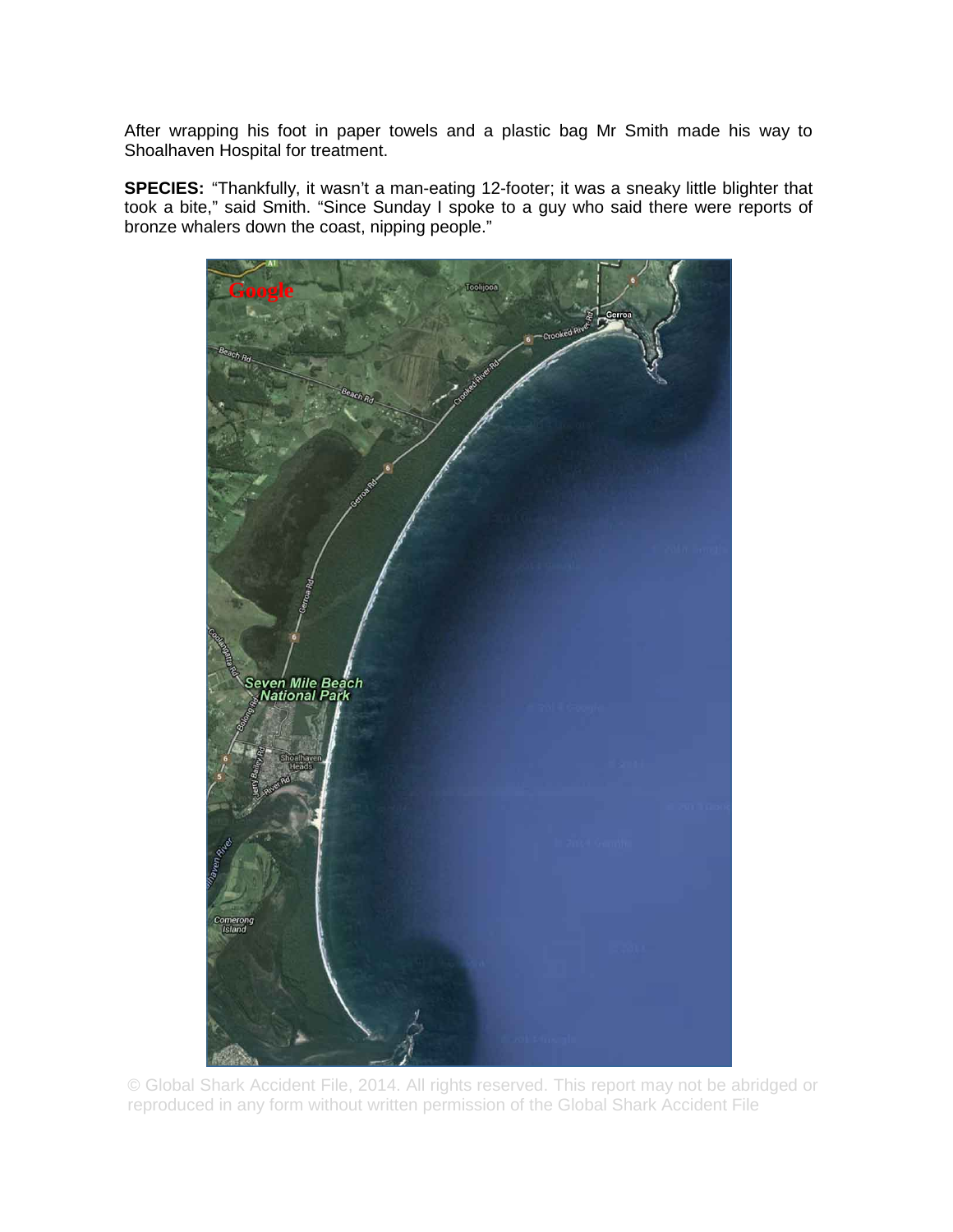After wrapping his foot in paper towels and a plastic bag Mr Smith made his way to Shoalhaven Hospital for treatment.

**SPECIES:** "Thankfully, it wasn't a man-eating 12-footer; it was a sneaky little blighter that took a bite," said Smith. "Since Sunday I spoke to a guy who said there were reports of bronze whalers down the coast, nipping people."